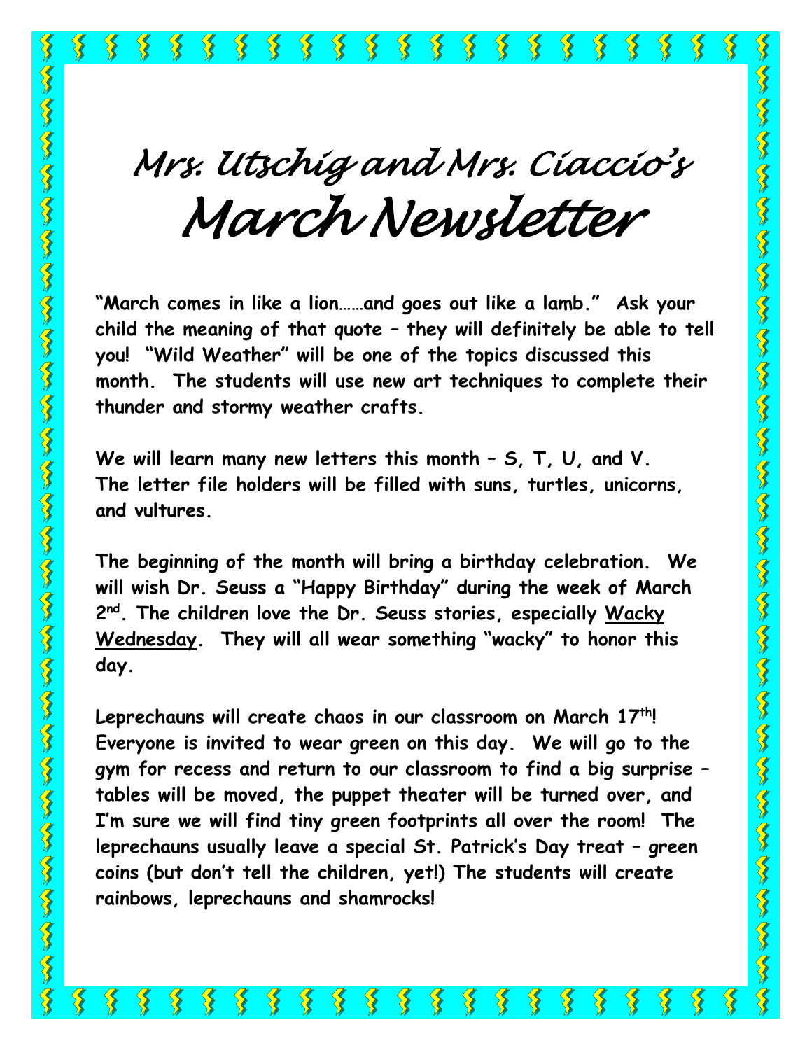# Mrs. Utschig and Mrs. Ciaccio's March Newsletter

**"March comes in like a lion……and goes out like a lamb." Ask your child the meaning of that quote – they will definitely be able to tell you! "Wild Weather" will be one of the topics discussed this month. The students will use new art techniques to complete their thunder and stormy weather crafts.**

**We will learn many new letters this month – S, T, U, and V. The letter file holders will be filled with suns, turtles, unicorns, and vultures.**

**The beginning of the month will bring a birthday celebration. We will wish Dr. Seuss a "Happy Birthday" during the week of March 2nd. The children love the Dr. Seuss stories, especially <u>Wacky Wednesday</u>. They will all wear something "wacky" to honor this day.**

**Leprechauns will create chaos in our classroom on March 17th! Everyone is invited to wear green on this day. We will go to the gym for recess and return to our classroom to find a big surprise – tables will be moved, the puppet theater will be turned over, and I'm sure we will find tiny green footprints all over the room! The leprechauns usually leave a special St. Patrick's Day treat – green coins (but don't tell the children, yet!) The students will create rainbows, leprechauns and shamrocks!**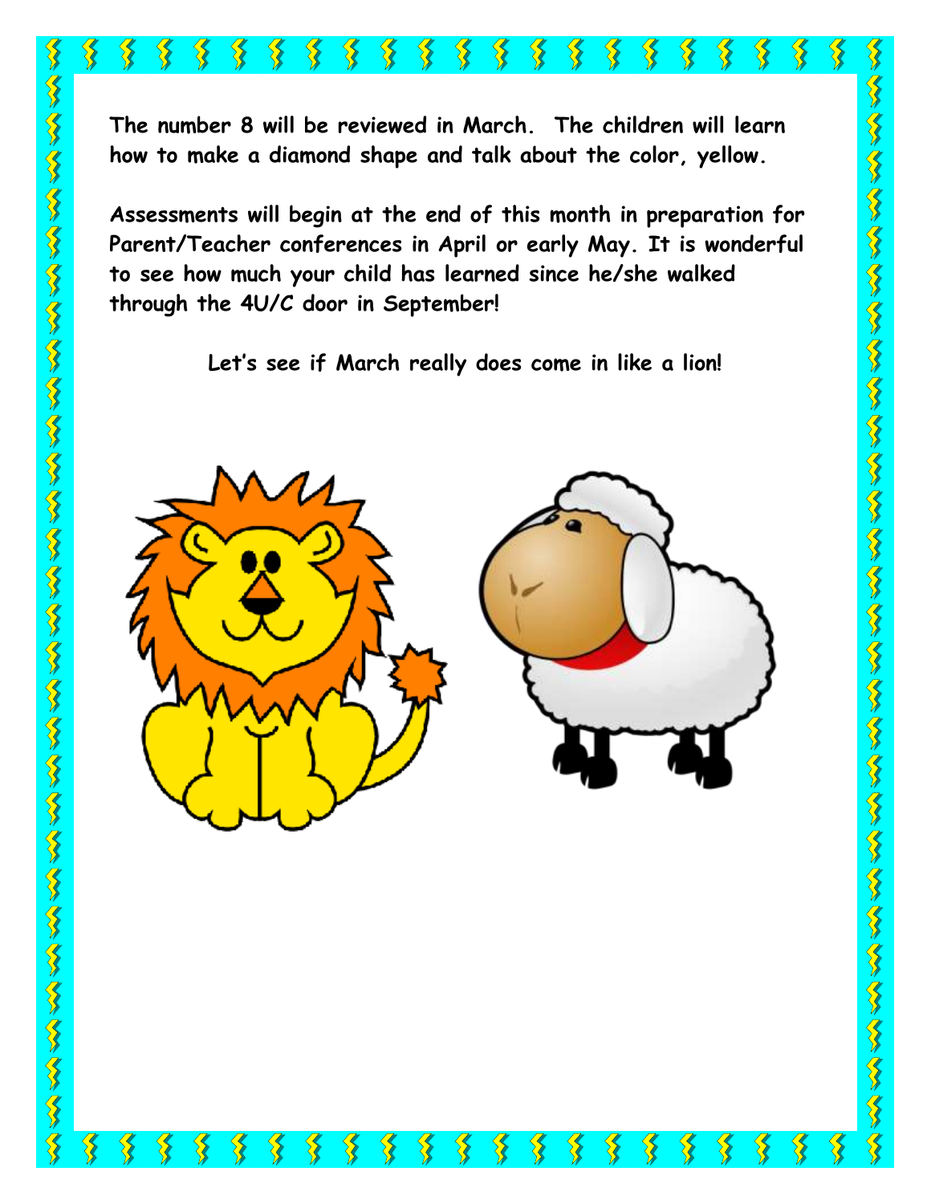**The number 8 will be reviewed in March. The children will learn how to make a diamond shape and talk about the color, yellow.**

**Assessments will begin at the end of this month in preparation for Parent/Teacher conferences in April or early May. It is wonderful to see how much your child has learned since he/she walked through the 4U/C door in September!**

**Let's see if March really does come in like a lion!**